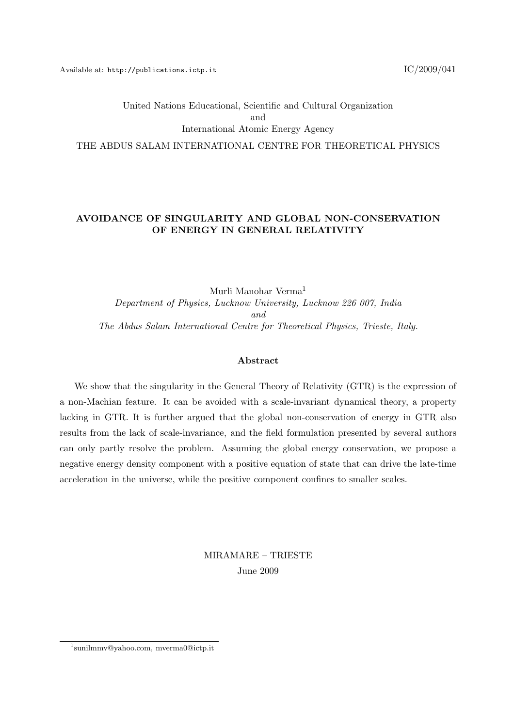Available at: http://publications.ictp.it IC/2009/041

United Nations Educational, Scientific and Cultural Organization
and
International Atomic Energy Agency

THE ABDUS SALAM INTERNATIONAL CENTRE FOR THEORETICAL PHYSICS

# AVOIDANCE OF SINGULARITY AND GLOBAL NON-CONSERVATION OF ENERGY IN GENERAL RELATIVITY

Murli Manohar Verma[1]
*Department of Physics, Lucknow University, Lucknow 226 007, India*
*and*
*The Abdus Salam International Centre for Theoretical Physics, Trieste, Italy.*

## Abstract

We show that the singularity in the General Theory of Relativity (GTR) is the expression of a non-Machian feature. It can be avoided with a scale-invariant dynamical theory, a property lacking in GTR. It is further argued that the global non-conservation of energy in GTR also results from the lack of scale-invariance, and the field formulation presented by several authors can only partly resolve the problem. Assuming the global energy conservation, we propose a negative energy density component with a positive equation of state that can drive the late-time acceleration in the universe, while the positive component confines to smaller scales.

MIRAMARE – TRIESTE
June 2009

[1] sunilmmv@yahoo.com, mverma0@ictp.it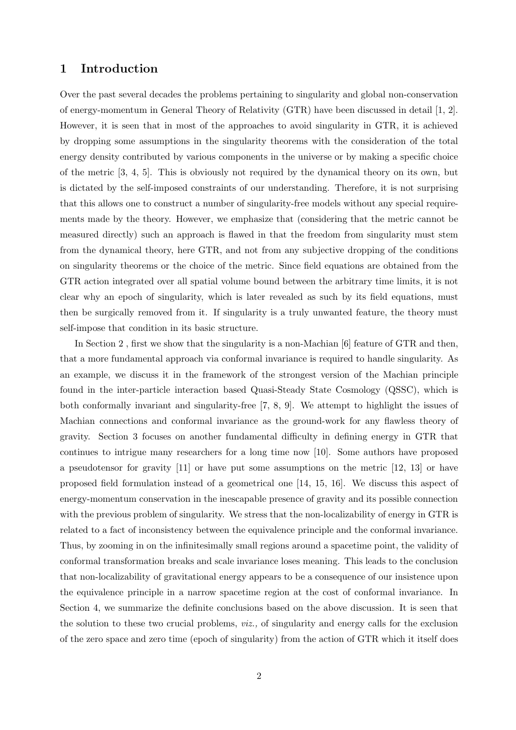## 1 Introduction

Over the past several decades the problems pertaining to singularity and global non-conservation of energy-momentum in General Theory of Relativity (GTR) have been discussed in detail [1, 2]. However, it is seen that in most of the approaches to avoid singularity in GTR, it is achieved by dropping some assumptions in the singularity theorems with the consideration of the total energy density contributed by various components in the universe or by making a specific choice of the metric [3, 4, 5]. This is obviously not required by the dynamical theory on its own, but is dictated by the self-imposed constraints of our understanding. Therefore, it is not surprising that this allows one to construct a number of singularity-free models without any special requirements made by the theory. However, we emphasize that (considering that the metric cannot be measured directly) such an approach is flawed in that the freedom from singularity must stem from the dynamical theory, here GTR, and not from any subjective dropping of the conditions on singularity theorems or the choice of the metric. Since field equations are obtained from the GTR action integrated over all spatial volume bound between the arbitrary time limits, it is not clear why an epoch of singularity, which is later revealed as such by its field equations, must then be surgically removed from it. If singularity is a truly unwanted feature, the theory must self-impose that condition in its basic structure.

In Section 2 , first we show that the singularity is a non-Machian [6] feature of GTR and then, that a more fundamental approach via conformal invariance is required to handle singularity. As an example, we discuss it in the framework of the strongest version of the Machian principle found in the inter-particle interaction based Quasi-Steady State Cosmology (QSSC), which is both conformally invariant and singularity-free [7, 8, 9]. We attempt to highlight the issues of Machian connections and conformal invariance as the ground-work for any flawless theory of gravity. Section 3 focuses on another fundamental difficulty in defining energy in GTR that continues to intrigue many researchers for a long time now [10]. Some authors have proposed a pseudotensor for gravity [11] or have put some assumptions on the metric [12, 13] or have proposed field formulation instead of a geometrical one [14, 15, 16]. We discuss this aspect of energy-momentum conservation in the inescapable presence of gravity and its possible connection with the previous problem of singularity. We stress that the non-localizability of energy in GTR is related to a fact of inconsistency between the equivalence principle and the conformal invariance. Thus, by zooming in on the infinitesimally small regions around a spacetime point, the validity of conformal transformation breaks and scale invariance loses meaning. This leads to the conclusion that non-localizability of gravitational energy appears to be a consequence of our insistence upon the equivalence principle in a narrow spacetime region at the cost of conformal invariance. In Section 4, we summarize the definite conclusions based on the above discussion. It is seen that the solution to these two crucial problems, *viz.,* of singularity and energy calls for the exclusion of the zero space and zero time (epoch of singularity) from the action of GTR which it itself does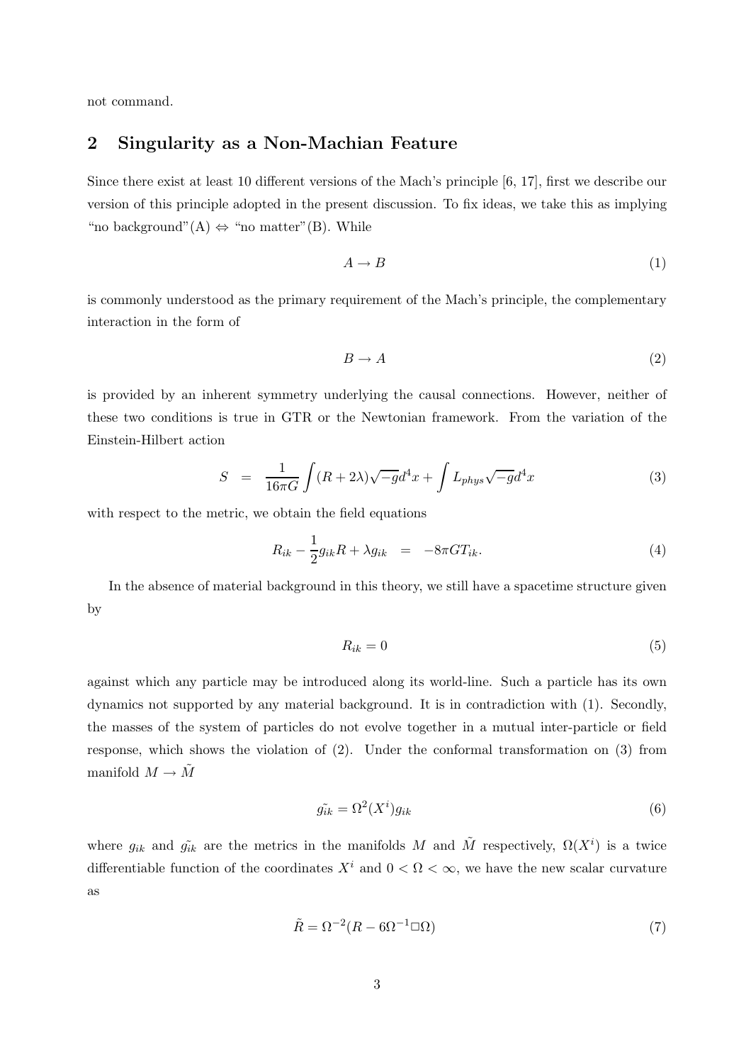not command.

## 2 Singularity as a Non-Machian Feature

Since there exist at least 10 different versions of the Mach's principle [6, 17], first we describe our version of this principle adopted in the present discussion. To fix ideas, we take this as implying "no background"(A) $\Leftrightarrow$ "no matter"(B). While

$$A \to B \tag{1}$$

is commonly understood as the primary requirement of the Mach's principle, the complementary interaction in the form of

$$B \to A \tag{2}$$

is provided by an inherent symmetry underlying the causal connections. However, neither of these two conditions is true in GTR or the Newtonian framework. From the variation of the Einstein-Hilbert action

$$S \;\; = \;\; \frac{1}{16\pi G}\int (R + 2\lambda)\sqrt{-g}d^4x + \int L_{phys}\sqrt{-g}d^4x \tag{3}$$

with respect to the metric, we obtain the field equations

$$R_{ik} - \frac{1}{2}g_{ik}R + \lambda g_{ik} \;\; = \;\; -8\pi G T_{ik}. \tag{4}$$

In the absence of material background in this theory, we still have a spacetime structure given by

$$R_{ik} = 0 \tag{5}$$

against which any particle may be introduced along its world-line. Such a particle has its own dynamics not supported by any material background. It is in contradiction with (1). Secondly, the masses of the system of particles do not evolve together in a mutual inter-particle or field response, which shows the violation of (2). Under the conformal transformation on (3) from manifold $M \to \tilde{M}$

$$\tilde{g_{ik}} = \Omega^2(X^i)g_{ik} \tag{6}$$

where $g_{ik}$ and $\tilde{g_{ik}}$ are the metrics in the manifolds $M$ and $\tilde{M}$ respectively, $\Omega(X^i)$ is a twice differentiable function of the coordinates $X^i$ and $0 < \Omega < \infty$, we have the new scalar curvature as

$$\tilde{R} = \Omega^{-2}(R - 6\Omega^{-1}\Box\Omega) \tag{7}$$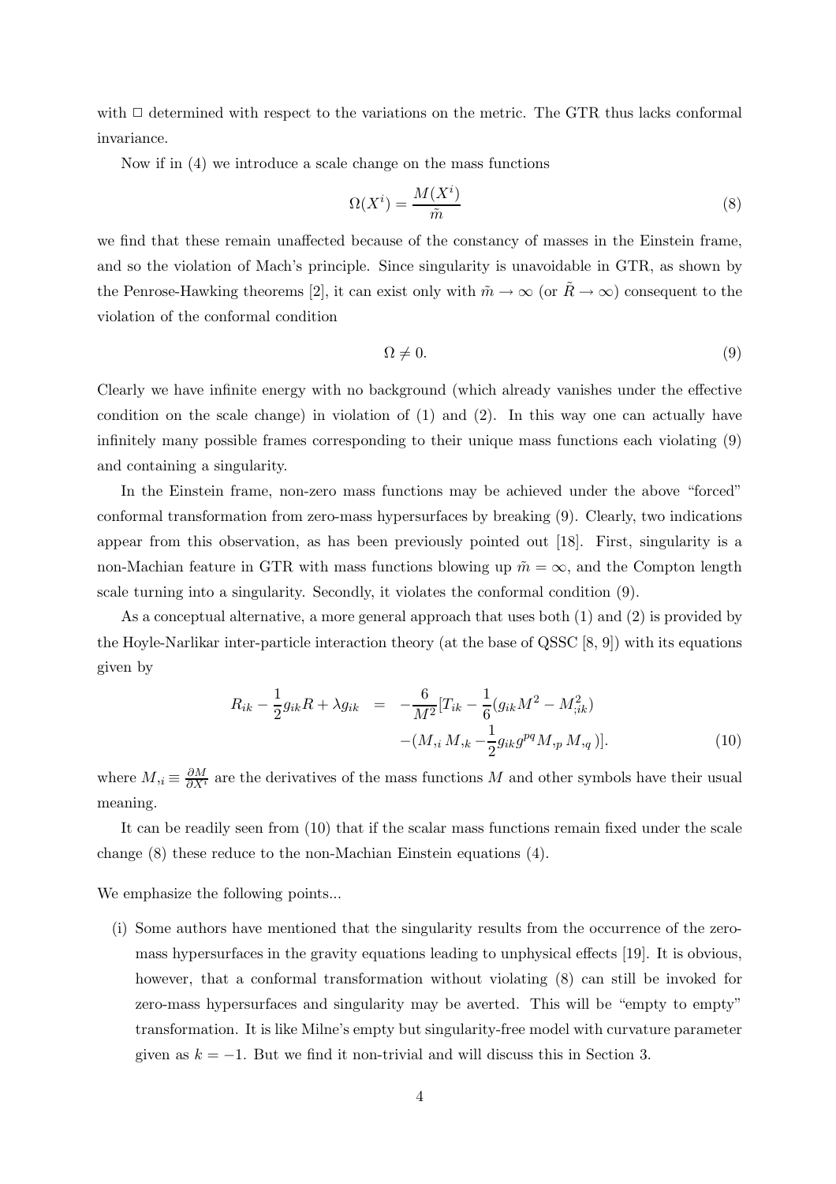with $\Box$ determined with respect to the variations on the metric. The GTR thus lacks conformal invariance.

Now if in (4) we introduce a scale change on the mass functions

$$\Omega(X^i) = \frac{M(X^i)}{\tilde{m}} \tag{8}$$

we find that these remain unaffected because of the constancy of masses in the Einstein frame, and so the violation of Mach's principle. Since singularity is unavoidable in GTR, as shown by the Penrose-Hawking theorems [2], it can exist only with $\tilde{m} \to \infty$ (or $\tilde{R} \to \infty$) consequent to the violation of the conformal condition

$$\Omega \neq 0. \tag{9}$$

Clearly we have infinite energy with no background (which already vanishes under the effective condition on the scale change) in violation of (1) and (2). In this way one can actually have infinitely many possible frames corresponding to their unique mass functions each violating (9) and containing a singularity.

In the Einstein frame, non-zero mass functions may be achieved under the above "forced" conformal transformation from zero-mass hypersurfaces by breaking (9). Clearly, two indications appear from this observation, as has been previously pointed out [18]. First, singularity is a non-Machian feature in GTR with mass functions blowing up $\tilde{m} = \infty$, and the Compton length scale turning into a singularity. Secondly, it violates the conformal condition (9).

As a conceptual alternative, a more general approach that uses both (1) and (2) is provided by the Hoyle-Narlikar inter-particle interaction theory (at the base of QSSC [8, 9]) with its equations given by

$$\begin{aligned} R_{ik} - \frac{1}{2}g_{ik}R + \lambda g_{ik} &= -\frac{6}{M^2}[T_{ik} - \frac{1}{6}(g_{ik}M^2 - M^2_{;ik}) \\ &\quad -(M_{,i}\, M_{,k} - \frac{1}{2}g_{ik}g^{pq}M_{,p}\, M_{,q}\,)]. \end{aligned} \tag{10}$$

where $M_{,i} \equiv \frac{\partial M}{\partial X^i}$ are the derivatives of the mass functions $M$ and other symbols have their usual meaning.

It can be readily seen from (10) that if the scalar mass functions remain fixed under the scale change (8) these reduce to the non-Machian Einstein equations (4).

We emphasize the following points...

(i) Some authors have mentioned that the singularity results from the occurrence of the zero-mass hypersurfaces in the gravity equations leading to unphysical effects [19]. It is obvious, however, that a conformal transformation without violating (8) can still be invoked for zero-mass hypersurfaces and singularity may be averted. This will be "empty to empty" transformation. It is like Milne's empty but singularity-free model with curvature parameter given as $k = -1$. But we find it non-trivial and will discuss this in Section 3.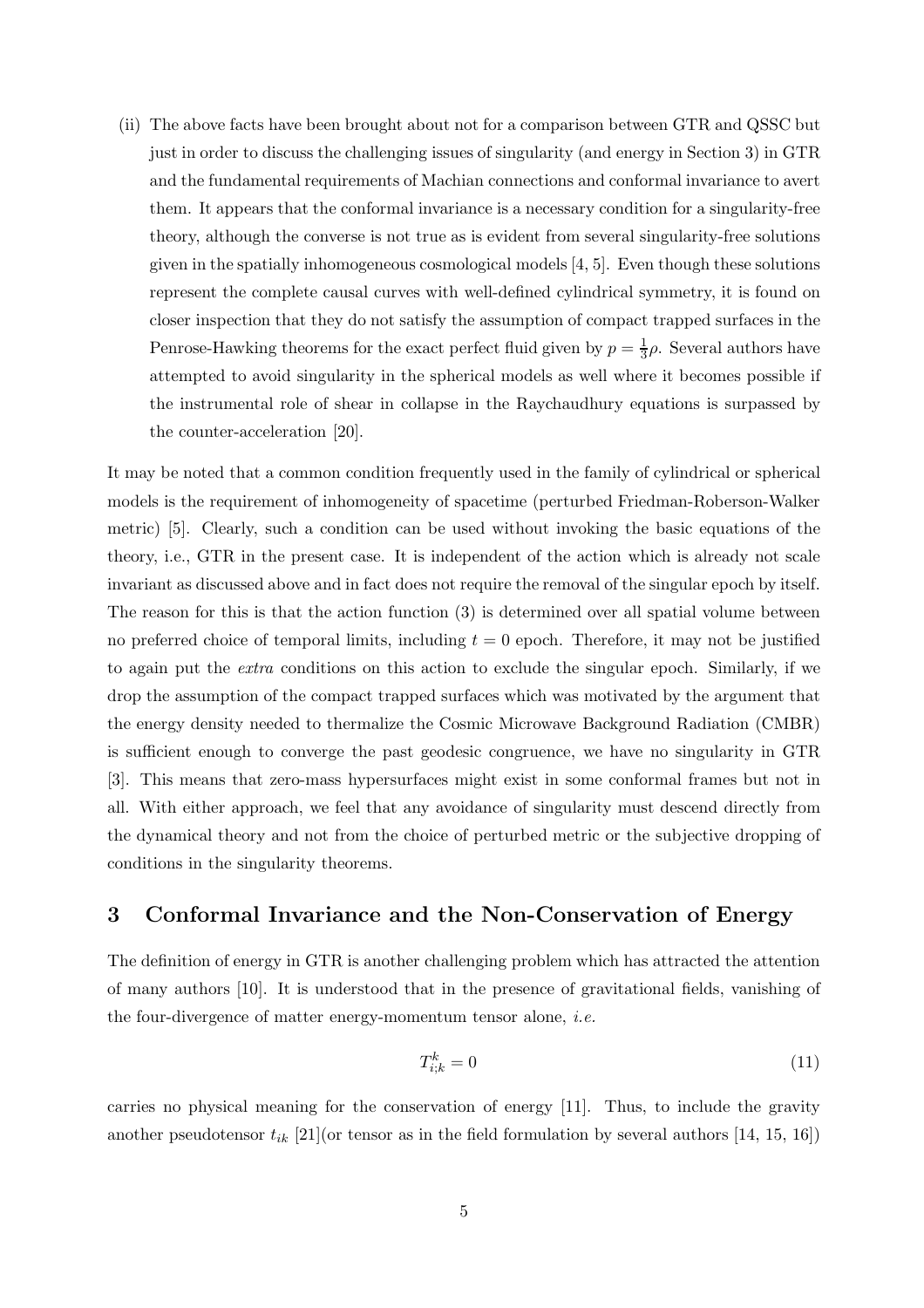(ii) The above facts have been brought about not for a comparison between GTR and QSSC but just in order to discuss the challenging issues of singularity (and energy in Section 3) in GTR and the fundamental requirements of Machian connections and conformal invariance to avert them. It appears that the conformal invariance is a necessary condition for a singularity-free theory, although the converse is not true as is evident from several singularity-free solutions given in the spatially inhomogeneous cosmological models [4, 5]. Even though these solutions represent the complete causal curves with well-defined cylindrical symmetry, it is found on closer inspection that they do not satisfy the assumption of compact trapped surfaces in the Penrose-Hawking theorems for the exact perfect fluid given by $p = \frac{1}{3}\rho$. Several authors have attempted to avoid singularity in the spherical models as well where it becomes possible if the instrumental role of shear in collapse in the Raychaudhury equations is surpassed by the counter-acceleration [20].

It may be noted that a common condition frequently used in the family of cylindrical or spherical models is the requirement of inhomogeneity of spacetime (perturbed Friedman-Roberson-Walker metric) [5]. Clearly, such a condition can be used without invoking the basic equations of the theory, i.e., GTR in the present case. It is independent of the action which is already not scale invariant as discussed above and in fact does not require the removal of the singular epoch by itself. The reason for this is that the action function (3) is determined over all spatial volume between no preferred choice of temporal limits, including $t = 0$ epoch. Therefore, it may not be justified to again put the *extra* conditions on this action to exclude the singular epoch. Similarly, if we drop the assumption of the compact trapped surfaces which was motivated by the argument that the energy density needed to thermalize the Cosmic Microwave Background Radiation (CMBR) is sufficient enough to converge the past geodesic congruence, we have no singularity in GTR [3]. This means that zero-mass hypersurfaces might exist in some conformal frames but not in all. With either approach, we feel that any avoidance of singularity must descend directly from the dynamical theory and not from the choice of perturbed metric or the subjective dropping of conditions in the singularity theorems.

## 3 Conformal Invariance and the Non-Conservation of Energy

The definition of energy in GTR is another challenging problem which has attracted the attention of many authors [10]. It is understood that in the presence of gravitational fields, vanishing of the four-divergence of matter energy-momentum tensor alone, *i.e.*

$$T^k_{i;k} = 0 \tag{11}$$

carries no physical meaning for the conservation of energy [11]. Thus, to include the gravity another pseudotensor $t_{ik}$ [21](or tensor as in the field formulation by several authors [14, 15, 16])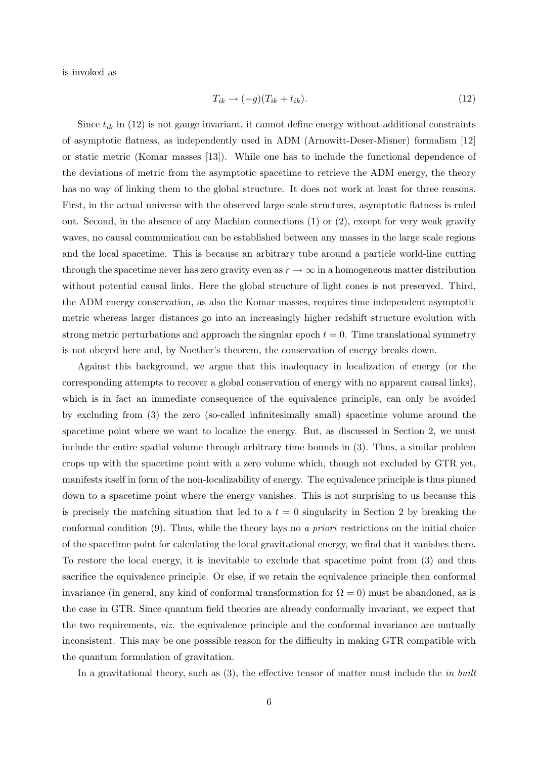is invoked as

$$T_{ik} \rightarrow (-g)(T_{ik} + t_{ik}). \tag{12}$$

Since $t_{ik}$ in (12) is not gauge invariant, it cannot define energy without additional constraints of asymptotic flatness, as independently used in ADM (Arnowitt-Deser-Misner) formalism [12] or static metric (Komar masses [13]). While one has to include the functional dependence of the deviations of metric from the asymptotic spacetime to retrieve the ADM energy, the theory has no way of linking them to the global structure. It does not work at least for three reasons. First, in the actual universe with the observed large scale structures, asymptotic flatness is ruled out. Second, in the absence of any Machian connections (1) or (2), except for very weak gravity waves, no causal communication can be established between any masses in the large scale regions and the local spacetime. This is because an arbitrary tube around a particle world-line cutting through the spacetime never has zero gravity even as $r \rightarrow \infty$ in a homogeneous matter distribution without potential causal links. Here the global structure of light cones is not preserved. Third, the ADM energy conservation, as also the Komar masses, requires time independent asymptotic metric whereas larger distances go into an increasingly higher redshift structure evolution with strong metric perturbations and approach the singular epoch $t = 0$. Time translational symmetry is not obeyed here and, by Noether's theorem, the conservation of energy breaks down.

Against this background, we argue that this inadequacy in localization of energy (or the corresponding attempts to recover a global conservation of energy with no apparent causal links), which is in fact an immediate consequence of the equivalence principle, can only be avoided by excluding from (3) the zero (so-called infinitesimally small) spacetime volume around the spacetime point where we want to localize the energy. But, as discussed in Section 2, we must include the entire spatial volume through arbitrary time bounds in (3). Thus, a similar problem crops up with the spacetime point with a zero volume which, though not excluded by GTR yet, manifests itself in form of the non-localizability of energy. The equivalence principle is thus pinned down to a spacetime point where the energy vanishes. This is not surprising to us because this is precisely the matching situation that led to a $t = 0$ singularity in Section 2 by breaking the conformal condition (9). Thus, while the theory lays no *a priori* restrictions on the initial choice of the spacetime point for calculating the local gravitational energy, we find that it vanishes there. To restore the local energy, it is inevitable to exclude that spacetime point from (3) and thus sacrifice the equivalence principle. Or else, if we retain the equivalence principle then conformal invariance (in general, any kind of conformal transformation for $\Omega = 0$) must be abandoned, as is the case in GTR. Since quantum field theories are already conformally invariant, we expect that the two requirements, *viz.* the equivalence principle and the conformal invariance are mutually inconsistent. This may be one posssible reason for the difficulty in making GTR compatible with the quantum formulation of gravitation.

In a gravitational theory, such as (3), the effective tensor of matter must include the *in built*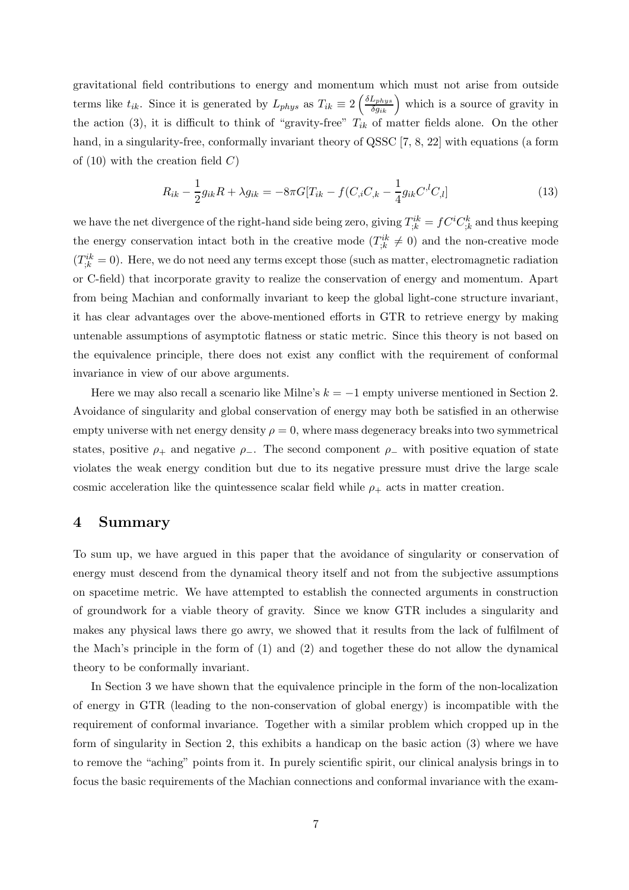gravitational field contributions to energy and momentum which must not arise from outside terms like $t_{ik}$. Since it is generated by $L_{phys}$ as $T_{ik} \equiv 2\left(\frac{\delta L_{phys}}{\delta g_{ik}}\right)$ which is a source of gravity in the action (3), it is difficult to think of "gravity-free" $T_{ik}$ of matter fields alone. On the other hand, in a singularity-free, conformally invariant theory of QSSC [7, 8, 22] with equations (a form of (10) with the creation field $C$)

$$R_{ik} - \frac{1}{2}g_{ik}R + \lambda g_{ik} = -8\pi G[T_{ik} - f(C_{,i}C_{,k} - \frac{1}{4}g_{ik}C^{,l}C_{,l}] \tag{13}$$

we have the net divergence of the right-hand side being zero, giving $T^{ik}_{;k} = fC^{i}C^{k}_{;k}$ and thus keeping the energy conservation intact both in the creative mode ($T^{ik}_{;k} \neq 0$) and the non-creative mode ($T^{ik}_{;k} = 0$). Here, we do not need any terms except those (such as matter, electromagnetic radiation or C-field) that incorporate gravity to realize the conservation of energy and momentum. Apart from being Machian and conformally invariant to keep the global light-cone structure invariant, it has clear advantages over the above-mentioned efforts in GTR to retrieve energy by making untenable assumptions of asymptotic flatness or static metric. Since this theory is not based on the equivalence principle, there does not exist any conflict with the requirement of conformal invariance in view of our above arguments.

Here we may also recall a scenario like Milne's $k = -1$ empty universe mentioned in Section 2. Avoidance of singularity and global conservation of energy may both be satisfied in an otherwise empty universe with net energy density $\rho = 0$, where mass degeneracy breaks into two symmetrical states, positive $\rho_+$ and negative $\rho_-$. The second component $\rho_-$ with positive equation of state violates the weak energy condition but due to its negative pressure must drive the large scale cosmic acceleration like the quintessence scalar field while $\rho_+$ acts in matter creation.

## 4 Summary

To sum up, we have argued in this paper that the avoidance of singularity or conservation of energy must descend from the dynamical theory itself and not from the subjective assumptions on spacetime metric. We have attempted to establish the connected arguments in construction of groundwork for a viable theory of gravity. Since we know GTR includes a singularity and makes any physical laws there go awry, we showed that it results from the lack of fulfilment of the Mach's principle in the form of (1) and (2) and together these do not allow the dynamical theory to be conformally invariant.

In Section 3 we have shown that the equivalence principle in the form of the non-localization of energy in GTR (leading to the non-conservation of global energy) is incompatible with the requirement of conformal invariance. Together with a similar problem which cropped up in the form of singularity in Section 2, this exhibits a handicap on the basic action (3) where we have to remove the "aching" points from it. In purely scientific spirit, our clinical analysis brings in to focus the basic requirements of the Machian connections and conformal invariance with the exam-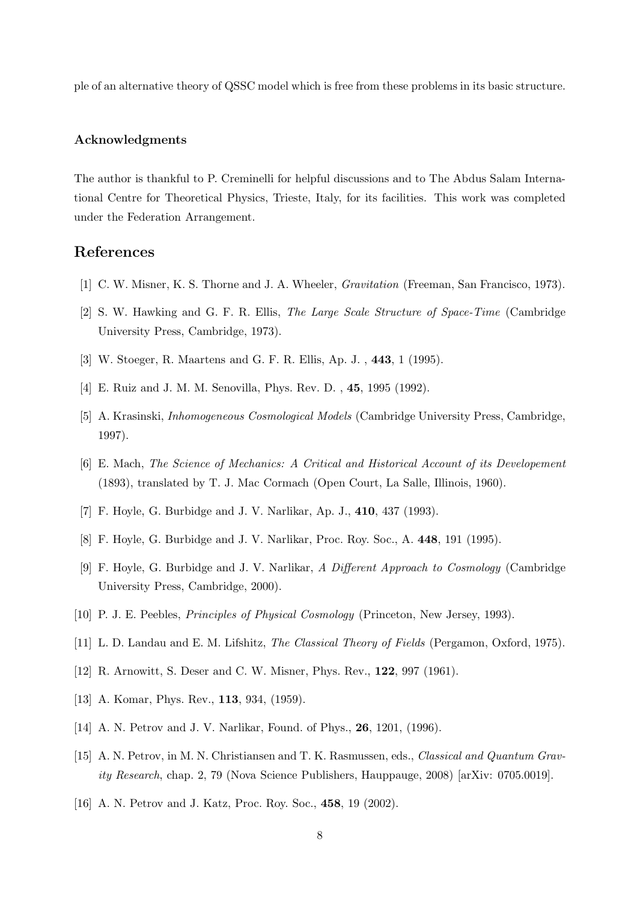ple of an alternative theory of QSSC model which is free from these problems in its basic structure.

### Acknowledgments

The author is thankful to P. Creminelli for helpful discussions and to The Abdus Salam International Centre for Theoretical Physics, Trieste, Italy, for its facilities. This work was completed under the Federation Arrangement.

## References

[1] C. W. Misner, K. S. Thorne and J. A. Wheeler, *Gravitation* (Freeman, San Francisco, 1973).

[2] S. W. Hawking and G. F. R. Ellis, *The Large Scale Structure of Space-Time* (Cambridge University Press, Cambridge, 1973).

[3] W. Stoeger, R. Maartens and G. F. R. Ellis, Ap. J. , **443**, 1 (1995).

[4] E. Ruiz and J. M. M. Senovilla, Phys. Rev. D. , **45**, 1995 (1992).

[5] A. Krasinski, *Inhomogeneous Cosmological Models* (Cambridge University Press, Cambridge, 1997).

[6] E. Mach, *The Science of Mechanics: A Critical and Historical Account of its Developement* (1893), translated by T. J. Mac Cormach (Open Court, La Salle, Illinois, 1960).

[7] F. Hoyle, G. Burbidge and J. V. Narlikar, Ap. J., **410**, 437 (1993).

[8] F. Hoyle, G. Burbidge and J. V. Narlikar, Proc. Roy. Soc., A. **448**, 191 (1995).

[9] F. Hoyle, G. Burbidge and J. V. Narlikar, *A Different Approach to Cosmology* (Cambridge University Press, Cambridge, 2000).

[10] P. J. E. Peebles, *Principles of Physical Cosmology* (Princeton, New Jersey, 1993).

[11] L. D. Landau and E. M. Lifshitz, *The Classical Theory of Fields* (Pergamon, Oxford, 1975).

[12] R. Arnowitt, S. Deser and C. W. Misner, Phys. Rev., **122**, 997 (1961).

[13] A. Komar, Phys. Rev., **113**, 934, (1959).

[14] A. N. Petrov and J. V. Narlikar, Found. of Phys., **26**, 1201, (1996).

[15] A. N. Petrov, in M. N. Christiansen and T. K. Rasmussen, eds., *Classical and Quantum Gravity Research*, chap. 2, 79 (Nova Science Publishers, Hauppauge, 2008) [arXiv: 0705.0019].

[16] A. N. Petrov and J. Katz, Proc. Roy. Soc., **458**, 19 (2002).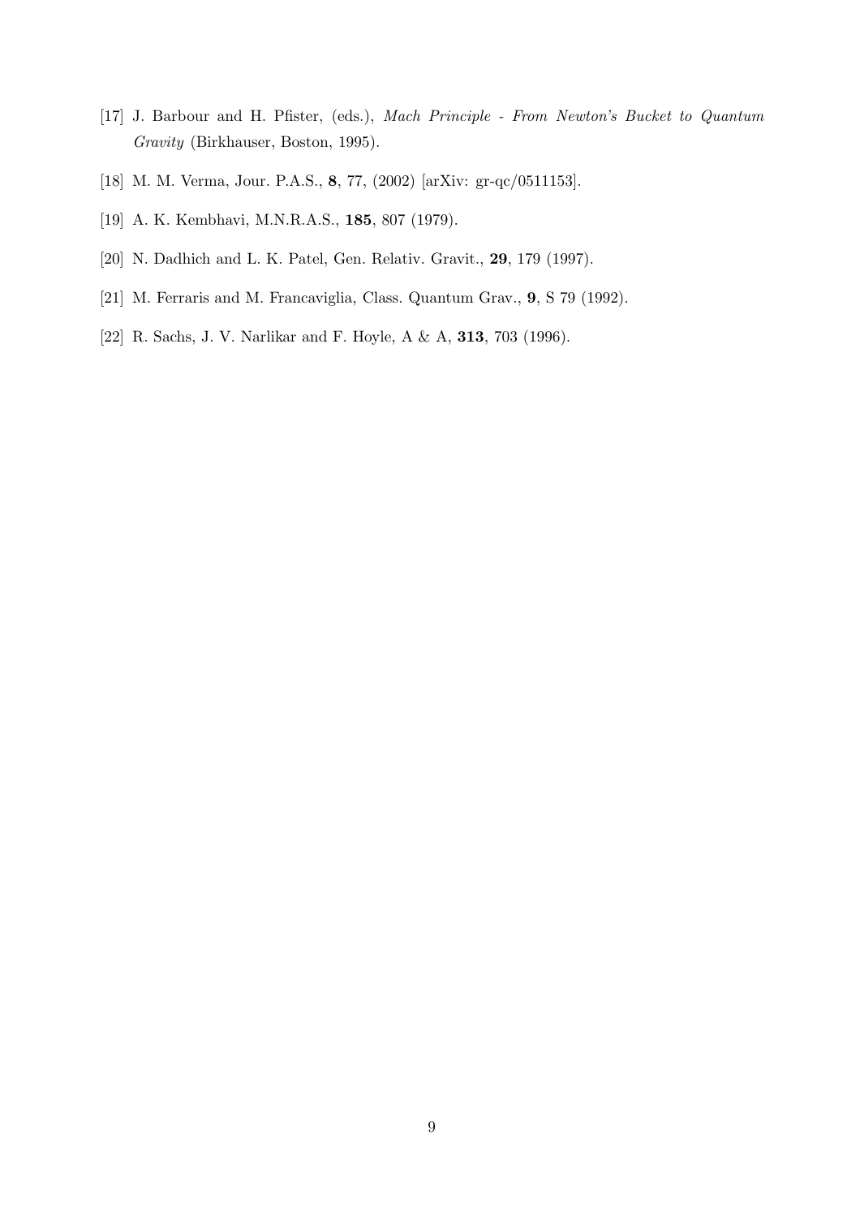[17] J. Barbour and H. Pfister, (eds.), *Mach Principle - From Newton's Bucket to Quantum Gravity* (Birkhauser, Boston, 1995).

[18] M. M. Verma, Jour. P.A.S., **8**, 77, (2002) [arXiv: gr-qc/0511153].

[19] A. K. Kembhavi, M.N.R.A.S., **185**, 807 (1979).

[20] N. Dadhich and L. K. Patel, Gen. Relativ. Gravit., **29**, 179 (1997).

[21] M. Ferraris and M. Francaviglia, Class. Quantum Grav., **9**, S 79 (1992).

[22] R. Sachs, J. V. Narlikar and F. Hoyle, A & A, **313**, 703 (1996).